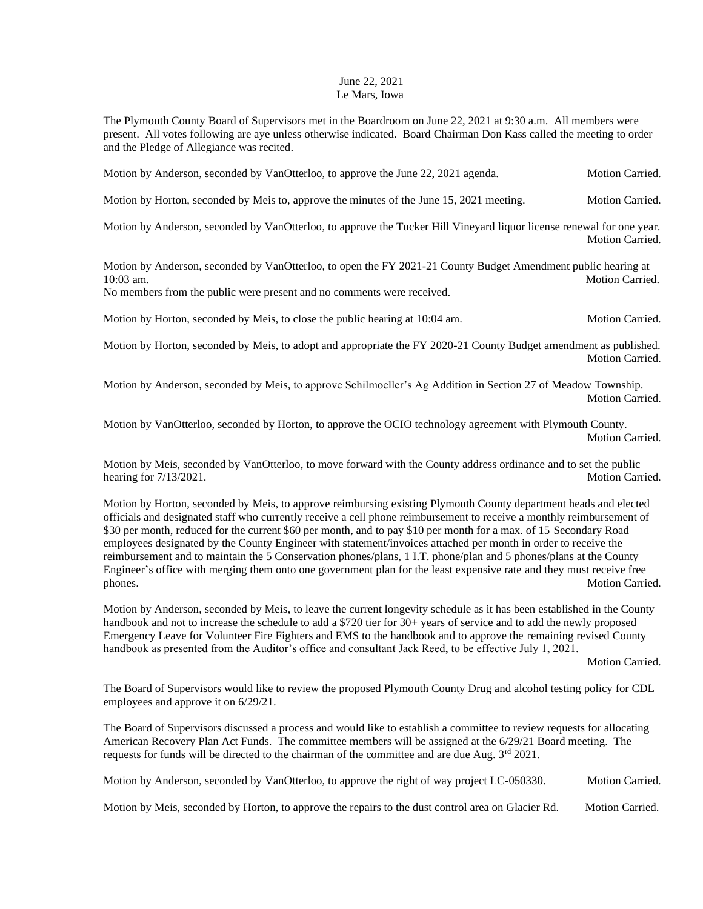June 22, 2021
Le Mars, Iowa

The Plymouth County Board of Supervisors met in the Boardroom on June 22, 2021 at 9:30 a.m. All members were present. All votes following are aye unless otherwise indicated. Board Chairman Don Kass called the meeting to order and the Pledge of Allegiance was recited.

Motion by Anderson, seconded by VanOtterloo, to approve the June 22, 2021 agenda. Motion Carried.

Motion by Horton, seconded by Meis to, approve the minutes of the June 15, 2021 meeting. Motion Carried.

Motion by Anderson, seconded by VanOtterloo, to approve the Tucker Hill Vineyard liquor license renewal for one year. Motion Carried.

Motion by Anderson, seconded by VanOtterloo, to open the FY 2021-21 County Budget Amendment public hearing at 10:03 am. Motion Carried.
No members from the public were present and no comments were received.

Motion by Horton, seconded by Meis, to close the public hearing at 10:04 am. Motion Carried.

Motion by Horton, seconded by Meis, to adopt and appropriate the FY 2020-21 County Budget amendment as published. Motion Carried.

Motion by Anderson, seconded by Meis, to approve Schilmoeller's Ag Addition in Section 27 of Meadow Township. Motion Carried.

Motion by VanOtterloo, seconded by Horton, to approve the OCIO technology agreement with Plymouth County. Motion Carried.

Motion by Meis, seconded by VanOtterloo, to move forward with the County address ordinance and to set the public hearing for 7/13/2021. Motion Carried.

Motion by Horton, seconded by Meis, to approve reimbursing existing Plymouth County department heads and elected officials and designated staff who currently receive a cell phone reimbursement to receive a monthly reimbursement of \$30 per month, reduced for the current \$60 per month, and to pay \$10 per month for a max. of 15 Secondary Road employees designated by the County Engineer with statement/invoices attached per month in order to receive the reimbursement and to maintain the 5 Conservation phones/plans, 1 I.T. phone/plan and 5 phones/plans at the County Engineer's office with merging them onto one government plan for the least expensive rate and they must receive free phones. Motion Carried.

Motion by Anderson, seconded by Meis, to leave the current longevity schedule as it has been established in the County handbook and not to increase the schedule to add a \$720 tier for 30+ years of service and to add the newly proposed Emergency Leave for Volunteer Fire Fighters and EMS to the handbook and to approve the remaining revised County handbook as presented from the Auditor's office and consultant Jack Reed, to be effective July 1, 2021. Motion Carried.

The Board of Supervisors would like to review the proposed Plymouth County Drug and alcohol testing policy for CDL employees and approve it on 6/29/21.

The Board of Supervisors discussed a process and would like to establish a committee to review requests for allocating American Recovery Plan Act Funds. The committee members will be assigned at the 6/29/21 Board meeting. The requests for funds will be directed to the chairman of the committee and are due Aug. 3rd 2021.

Motion by Anderson, seconded by VanOtterloo, to approve the right of way project LC-050330. Motion Carried.

Motion by Meis, seconded by Horton, to approve the repairs to the dust control area on Glacier Rd. Motion Carried.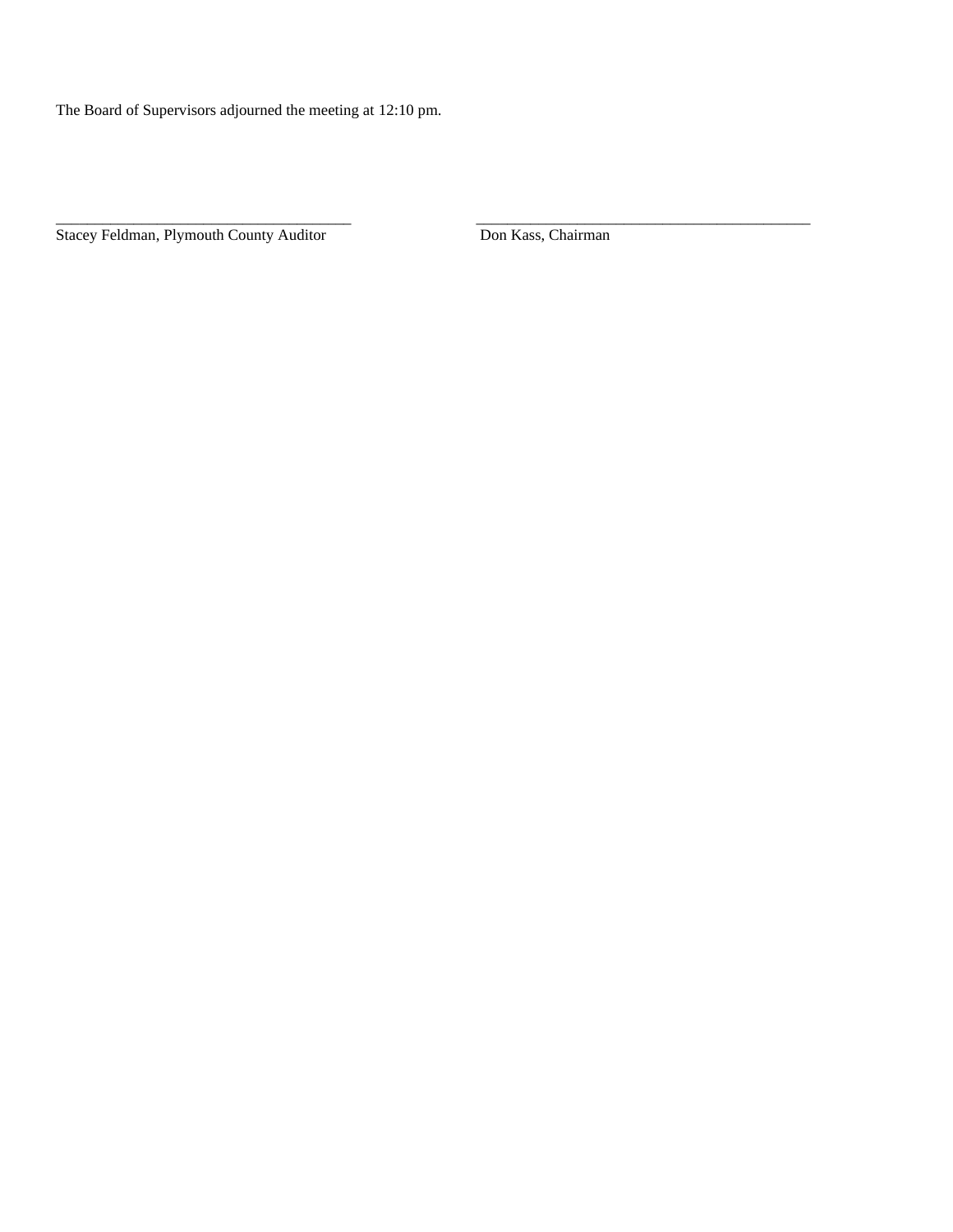The Board of Supervisors adjourned the meeting at 12:10 pm.

\_\_\_\_\_\_\_\_\_\_\_\_\_\_\_\_\_\_\_\_\_\_\_\_\_\_\_\_\_\_\_\_\_\_\_\_\_\_\_
Stacey Feldman, Plymouth County Auditor

\_\_\_\_\_\_\_\_\_\_\_\_\_\_\_\_\_\_\_\_\_\_\_\_\_\_\_\_\_\_\_\_\_\_\_\_\_\_\_\_\_\_\_\_\_
Don Kass, Chairman